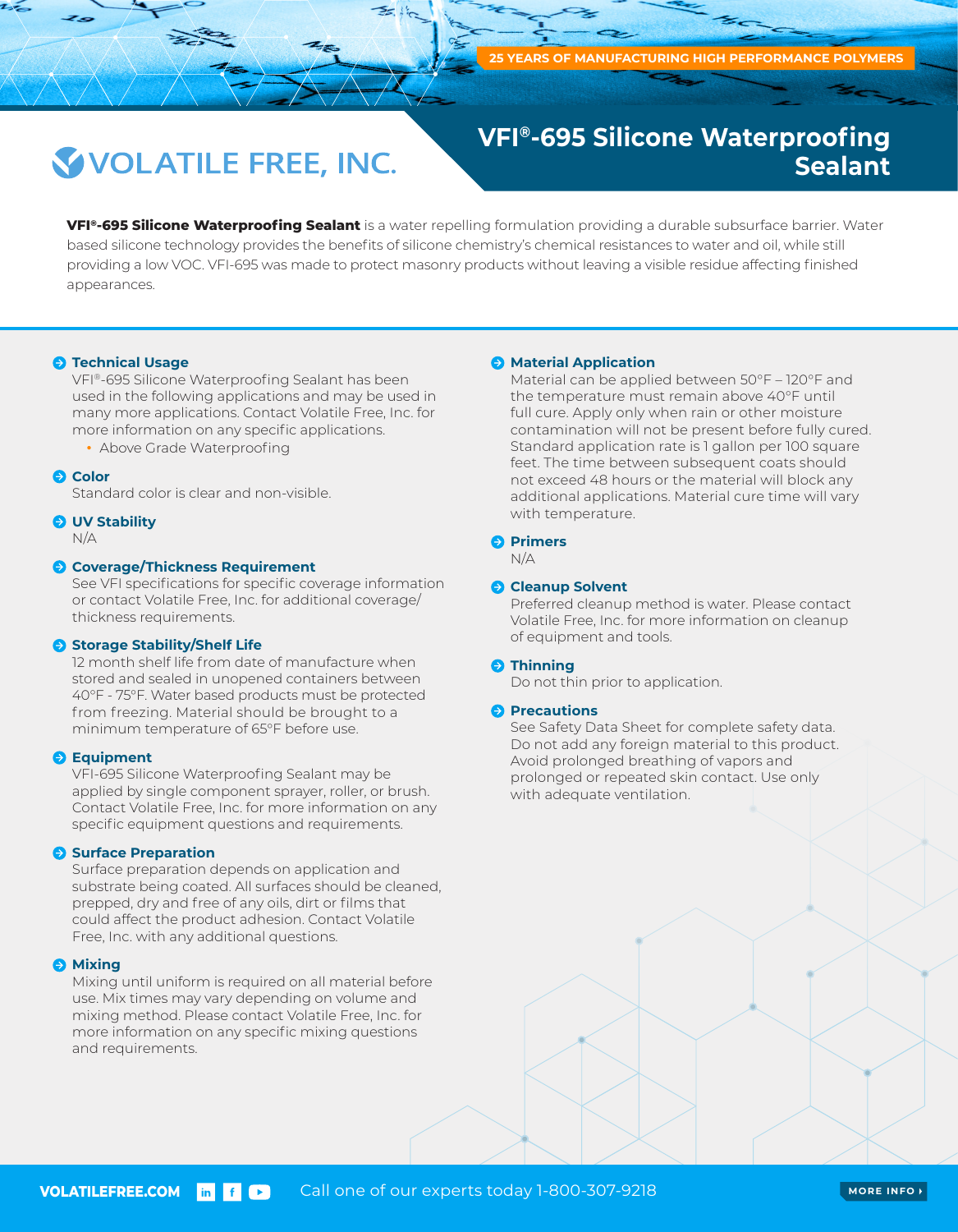25 YEARS OF MANUFACTURING HIGH PERFORMANCE POLYMERS

VOLATILE FREE, INC.

# VFI®-695 Silicone Waterproofing Sealant

**VFI®-695 Silicone Waterproofing Sealant** is a water repelling formulation providing a durable subsurface barrier. Water based silicone technology provides the benefits of silicone chemistry's chemical resistances to water and oil, while still providing a low VOC. VFI-695 was made to protect masonry products without leaving a visible residue affecting finished appearances.

### Technical Usage

VFI®-695 Silicone Waterproofing Sealant has been used in the following applications and may be used in many more applications. Contact Volatile Free, Inc. for more information on any specific applications.

- Above Grade Waterproofing

### Color

Standard color is clear and non-visible.

### UV Stability

N/A

### Coverage/Thickness Requirement

See VFI specifications for specific coverage information or contact Volatile Free, Inc. for additional coverage/thickness requirements.

### Storage Stability/Shelf Life

12 month shelf life from date of manufacture when stored and sealed in unopened containers between 40°F - 75°F. Water based products must be protected from freezing. Material should be brought to a minimum temperature of 65°F before use.

### Equipment

VFI-695 Silicone Waterproofing Sealant may be applied by single component sprayer, roller, or brush. Contact Volatile Free, Inc. for more information on any specific equipment questions and requirements.

### Surface Preparation

Surface preparation depends on application and substrate being coated. All surfaces should be cleaned, prepped, dry and free of any oils, dirt or films that could affect the product adhesion. Contact Volatile Free, Inc. with any additional questions.

### Mixing

Mixing until uniform is required on all material before use. Mix times may vary depending on volume and mixing method. Please contact Volatile Free, Inc. for more information on any specific mixing questions and requirements.

### Material Application

Material can be applied between 50°F – 120°F and the temperature must remain above 40°F until full cure. Apply only when rain or other moisture contamination will not be present before fully cured. Standard application rate is 1 gallon per 100 square feet. The time between subsequent coats should not exceed 48 hours or the material will block any additional applications. Material cure time will vary with temperature.

### Primers

N/A

### Cleanup Solvent

Preferred cleanup method is water. Please contact Volatile Free, Inc. for more information on cleanup of equipment and tools.

### Thinning

Do not thin prior to application.

### Precautions

See Safety Data Sheet for complete safety data. Do not add any foreign material to this product. Avoid prolonged breathing of vapors and prolonged or repeated skin contact. Use only with adequate ventilation.

VOLATILEFREE.COM Call one of our experts today 1-800-307-9218 MORE INFO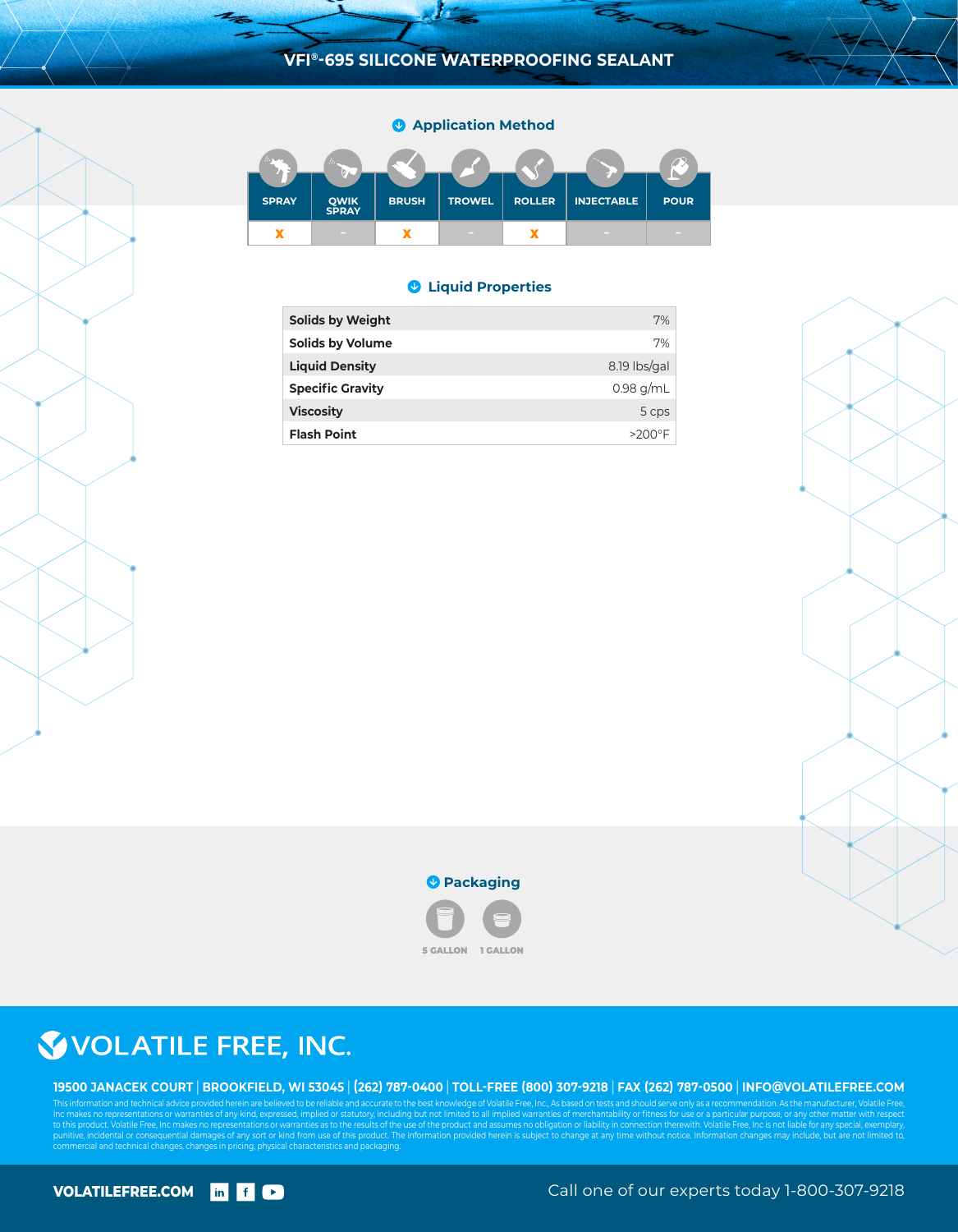# VFI®-695 SILICONE WATERPROOFING SEALANT

## Application Method

| SPRAY | QWIK SPRAY | BRUSH | TROWEL | ROLLER | INJECTABLE | POUR |
|---|---|---|---|---|---|---|
| X | - | X | - | X | - | - |

## Liquid Properties

| | |
|---|---|
| **Solids by Weight** | 7% |
| **Solids by Volume** | 7% |
| **Liquid Density** | 8.19 lbs/gal |
| **Specific Gravity** | 0.98 g/mL |
| **Viscosity** | 5 cps |
| **Flash Point** | >200°F |

## Packaging

5 GALLON
1 GALLON

VOLATILE FREE, INC.

19500 JANACEK COURT | BROOKFIELD, WI 53045 | (262) 787-0400 | TOLL-FREE (800) 307-9218 | FAX (262) 787-0500 | INFO@VOLATILEFREE.COM

This information and technical advice provided herein are believed to be reliable and accurate to the best knowledge of Volatile Free, Inc., As based on tests and should serve only as a recommendation. As the manufacturer, Volatile Free, Inc makes no representations or warranties of any kind, expressed, implied or statutory, including but not limited to all implied warranties of merchantability or fitness for use or a particular purpose, or any other matter with respect to this product. Volatile Free, Inc makes no representations or warranties as to the results of the use of the product and assumes no obligation or liability in connection therewith. Volatile Free, Inc is not liable for any special, exemplary, punitive, incidental or consequential damages of any sort or kind from use of this product. The information provided herein is subject to change at any time without notice. Information changes may include, but are not limited to, commercial and technical changes, changes in pricing, physical characteristics and packaging.

VOLATILEFREE.COM

Call one of our experts today 1-800-307-9218